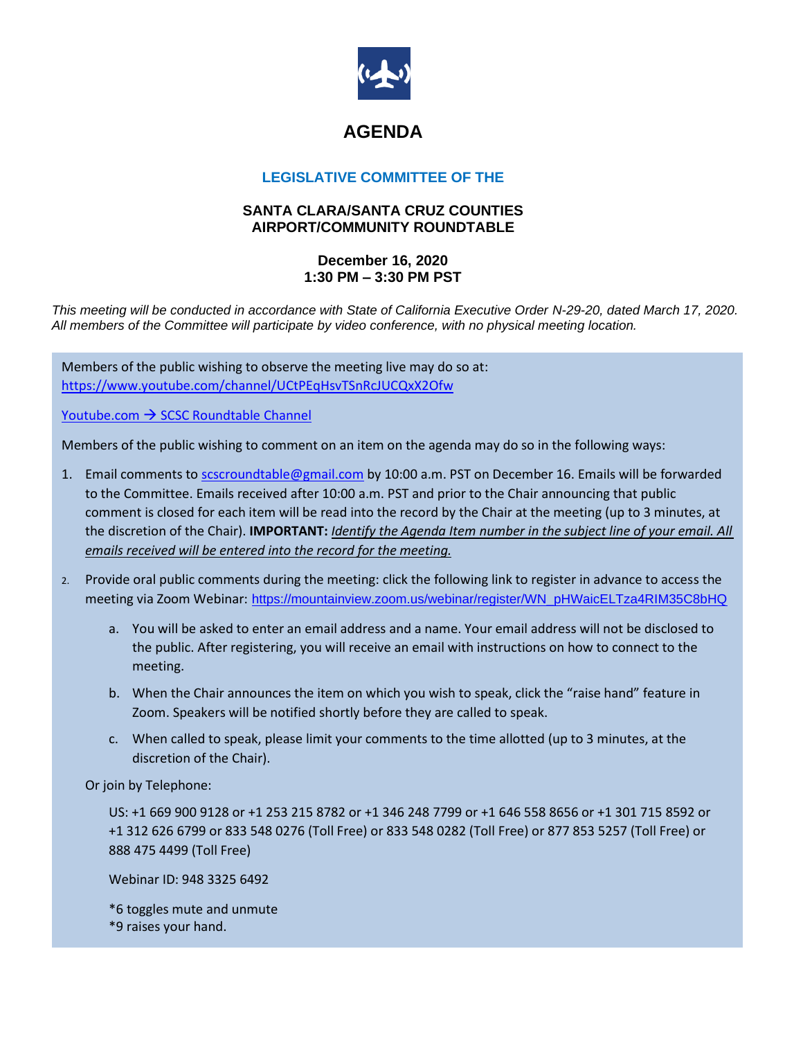# AGENDA

## LEGISLATIVE COMMITTEE OF THE

### SANTA CLARA/SANTA CRUZ COUNTIES AIRPORT/COMMUNITY ROUNDTABLE

**December 16, 2020**
**1:30 PM – 3:30 PM PST**

*This meeting will be conducted in accordance with State of California Executive Order N-29-20, dated March 17, 2020. All members of the Committee will participate by video conference, with no physical meeting location.*

Members of the public wishing to observe the meeting live may do so at:
https://www.youtube.com/channel/UCtPEqHsvTSnRcJUCQxX2Ofw

Youtube.com → SCSC Roundtable Channel

Members of the public wishing to comment on an item on the agenda may do so in the following ways:

1. Email comments to scscroundtable@gmail.com by 10:00 a.m. PST on December 16. Emails will be forwarded to the Committee. Emails received after 10:00 a.m. PST and prior to the Chair announcing that public comment is closed for each item will be read into the record by the Chair at the meeting (up to 3 minutes, at the discretion of the Chair). **IMPORTANT:** *Identify the Agenda Item number in the subject line of your email. All emails received will be entered into the record for the meeting.*

2. Provide oral public comments during the meeting: click the following link to register in advance to access the meeting via Zoom Webinar: https://mountainview.zoom.us/webinar/register/WN_pHWaicELTza4RIM35C8bHQ

   a. You will be asked to enter an email address and a name. Your email address will not be disclosed to the public. After registering, you will receive an email with instructions on how to connect to the meeting.

   b. When the Chair announces the item on which you wish to speak, click the "raise hand" feature in Zoom. Speakers will be notified shortly before they are called to speak.

   c. When called to speak, please limit your comments to the time allotted (up to 3 minutes, at the discretion of the Chair).

   Or join by Telephone:

   US: +1 669 900 9128 or +1 253 215 8782 or +1 346 248 7799 or +1 646 558 8656 or +1 301 715 8592 or +1 312 626 6799 or 833 548 0276 (Toll Free) or 833 548 0282 (Toll Free) or 877 853 5257 (Toll Free) or 888 475 4499 (Toll Free)

   Webinar ID: 948 3325 6492

   *6 toggles mute and unmute
   *9 raises your hand.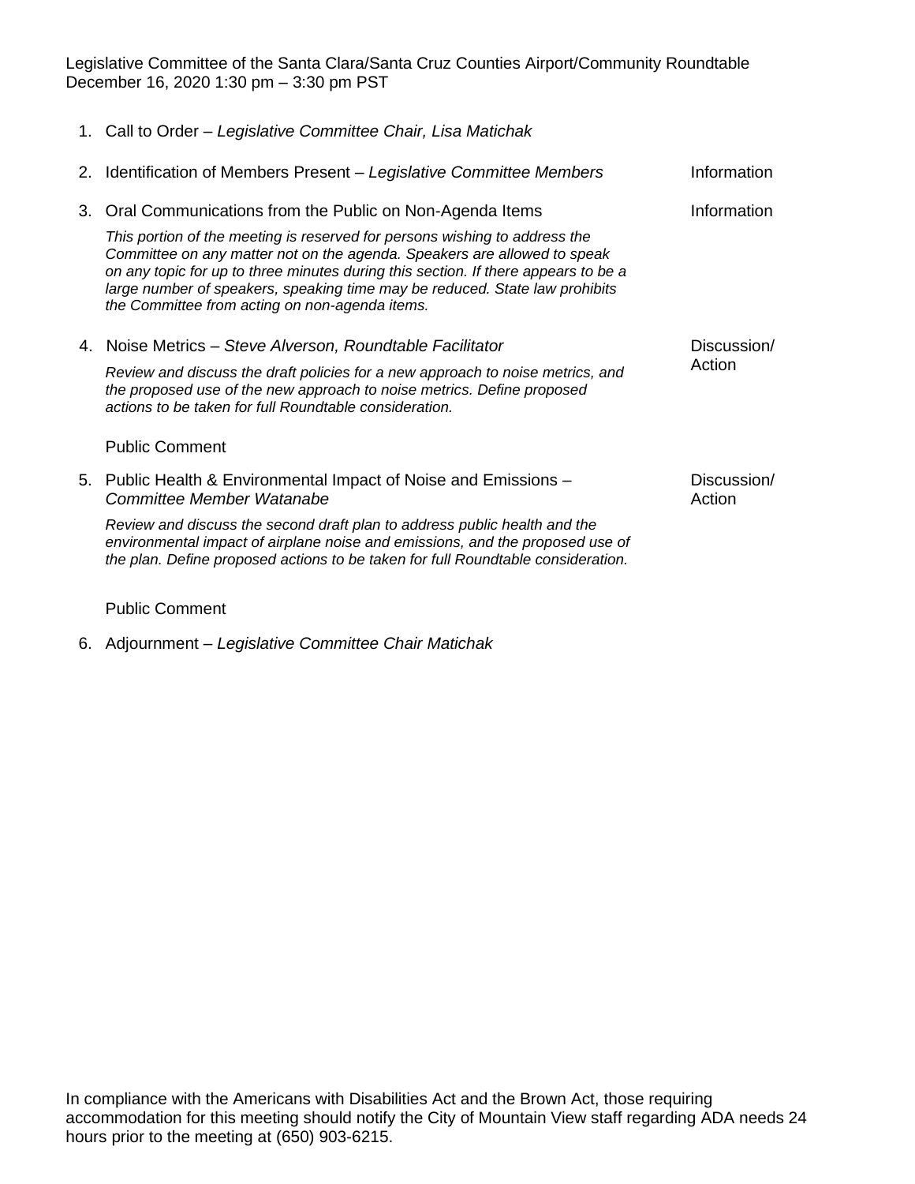Legislative Committee of the Santa Clara/Santa Cruz Counties Airport/Community Roundtable
December 16, 2020 1:30 pm – 3:30 pm PST

1. Call to Order – *Legislative Committee Chair, Lisa Matichak*

2. Identification of Members Present – *Legislative Committee Members* — Information

3. Oral Communications from the Public on Non-Agenda Items — Information

   *This portion of the meeting is reserved for persons wishing to address the Committee on any matter not on the agenda. Speakers are allowed to speak on any topic for up to three minutes during this section. If there appears to be a large number of speakers, speaking time may be reduced. State law prohibits the Committee from acting on non-agenda items.*

4. Noise Metrics – *Steve Alverson, Roundtable Facilitator* — Discussion/Action

   *Review and discuss the draft policies for a new approach to noise metrics, and the proposed use of the new approach to noise metrics. Define proposed actions to be taken for full Roundtable consideration.*

   Public Comment

5. Public Health & Environmental Impact of Noise and Emissions – *Committee Member Watanabe* — Discussion/Action

   *Review and discuss the second draft plan to address public health and the environmental impact of airplane noise and emissions, and the proposed use of the plan. Define proposed actions to be taken for full Roundtable consideration.*

   Public Comment

6. Adjournment – *Legislative Committee Chair Matichak*

In compliance with the Americans with Disabilities Act and the Brown Act, those requiring accommodation for this meeting should notify the City of Mountain View staff regarding ADA needs 24 hours prior to the meeting at (650) 903-6215.